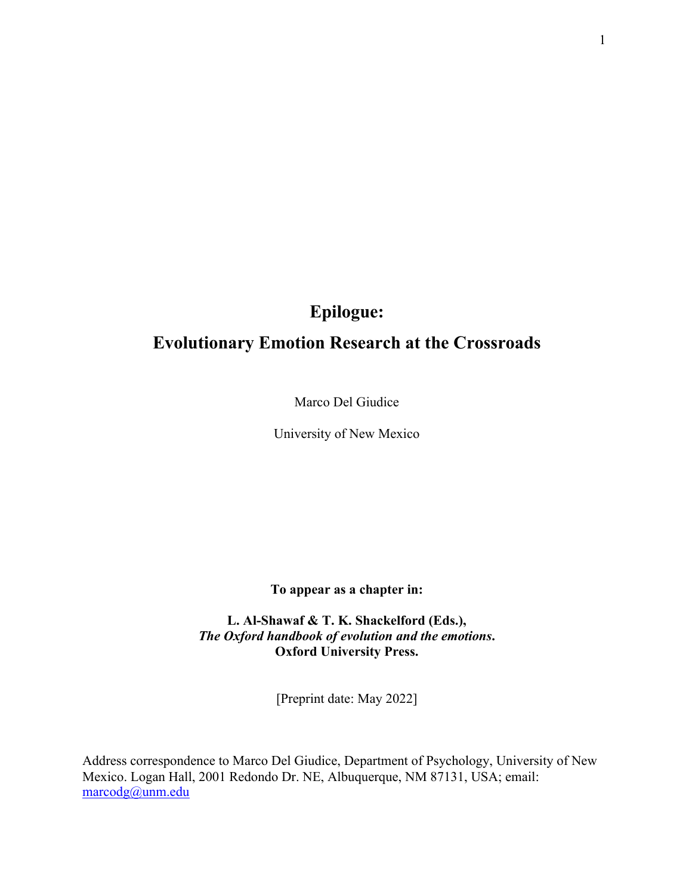# Epilogue:

# Evolutionary Emotion Research at the Crossroads

Marco Del Giudice

University of New Mexico

**To appear as a chapter in:**

**L. Al-Shawaf & T. K. Shackelford (Eds.),**
***The Oxford handbook of evolution and the emotions*.**
**Oxford University Press.**

[Preprint date: May 2022]

Address correspondence to Marco Del Giudice, Department of Psychology, University of New Mexico. Logan Hall, 2001 Redondo Dr. NE, Albuquerque, NM 87131, USA; email: marcodg@unm.edu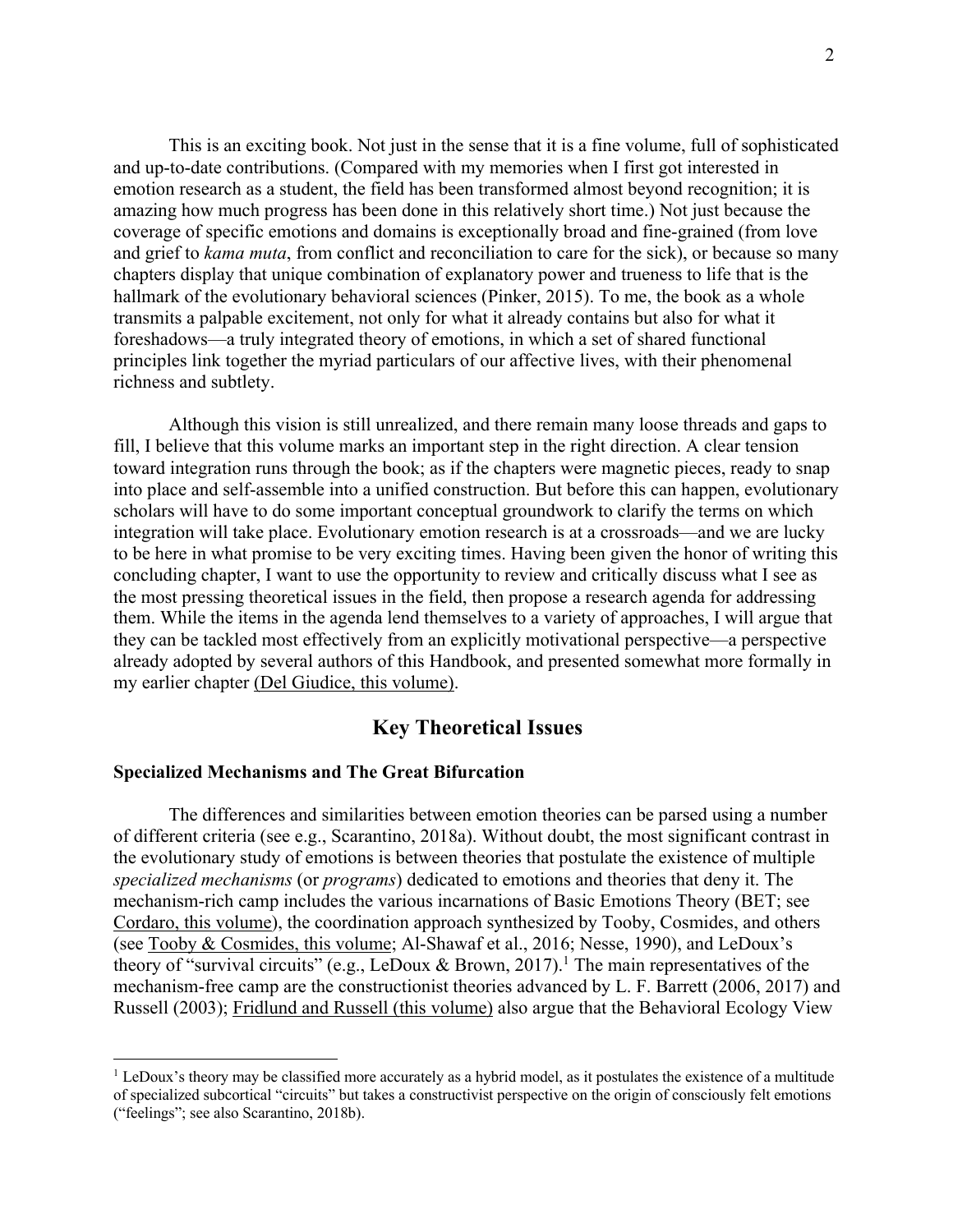This is an exciting book. Not just in the sense that it is a fine volume, full of sophisticated and up-to-date contributions. (Compared with my memories when I first got interested in emotion research as a student, the field has been transformed almost beyond recognition; it is amazing how much progress has been done in this relatively short time.) Not just because the coverage of specific emotions and domains is exceptionally broad and fine-grained (from love and grief to *kama muta*, from conflict and reconciliation to care for the sick), or because so many chapters display that unique combination of explanatory power and trueness to life that is the hallmark of the evolutionary behavioral sciences (Pinker, 2015). To me, the book as a whole transmits a palpable excitement, not only for what it already contains but also for what it foreshadows—a truly integrated theory of emotions, in which a set of shared functional principles link together the myriad particulars of our affective lives, with their phenomenal richness and subtlety.

Although this vision is still unrealized, and there remain many loose threads and gaps to fill, I believe that this volume marks an important step in the right direction. A clear tension toward integration runs through the book; as if the chapters were magnetic pieces, ready to snap into place and self-assemble into a unified construction. But before this can happen, evolutionary scholars will have to do some important conceptual groundwork to clarify the terms on which integration will take place. Evolutionary emotion research is at a crossroads—and we are lucky to be here in what promise to be very exciting times. Having been given the honor of writing this concluding chapter, I want to use the opportunity to review and critically discuss what I see as the most pressing theoretical issues in the field, then propose a research agenda for addressing them. While the items in the agenda lend themselves to a variety of approaches, I will argue that they can be tackled most effectively from an explicitly motivational perspective—a perspective already adopted by several authors of this Handbook, and presented somewhat more formally in my earlier chapter (Del Giudice, this volume).

## Key Theoretical Issues

### Specialized Mechanisms and The Great Bifurcation

The differences and similarities between emotion theories can be parsed using a number of different criteria (see e.g., Scarantino, 2018a). Without doubt, the most significant contrast in the evolutionary study of emotions is between theories that postulate the existence of multiple *specialized mechanisms* (or *programs*) dedicated to emotions and theories that deny it. The mechanism-rich camp includes the various incarnations of Basic Emotions Theory (BET; see Cordaro, this volume), the coordination approach synthesized by Tooby, Cosmides, and others (see Tooby & Cosmides, this volume; Al-Shawaf et al., 2016; Nesse, 1990), and LeDoux's theory of "survival circuits" (e.g., LeDoux & Brown, 2017).[1] The main representatives of the mechanism-free camp are the constructionist theories advanced by L. F. Barrett (2006, 2017) and Russell (2003); Fridlund and Russell (this volume) also argue that the Behavioral Ecology View

[1] LeDoux's theory may be classified more accurately as a hybrid model, as it postulates the existence of a multitude of specialized subcortical "circuits" but takes a constructivist perspective on the origin of consciously felt emotions ("feelings"; see also Scarantino, 2018b).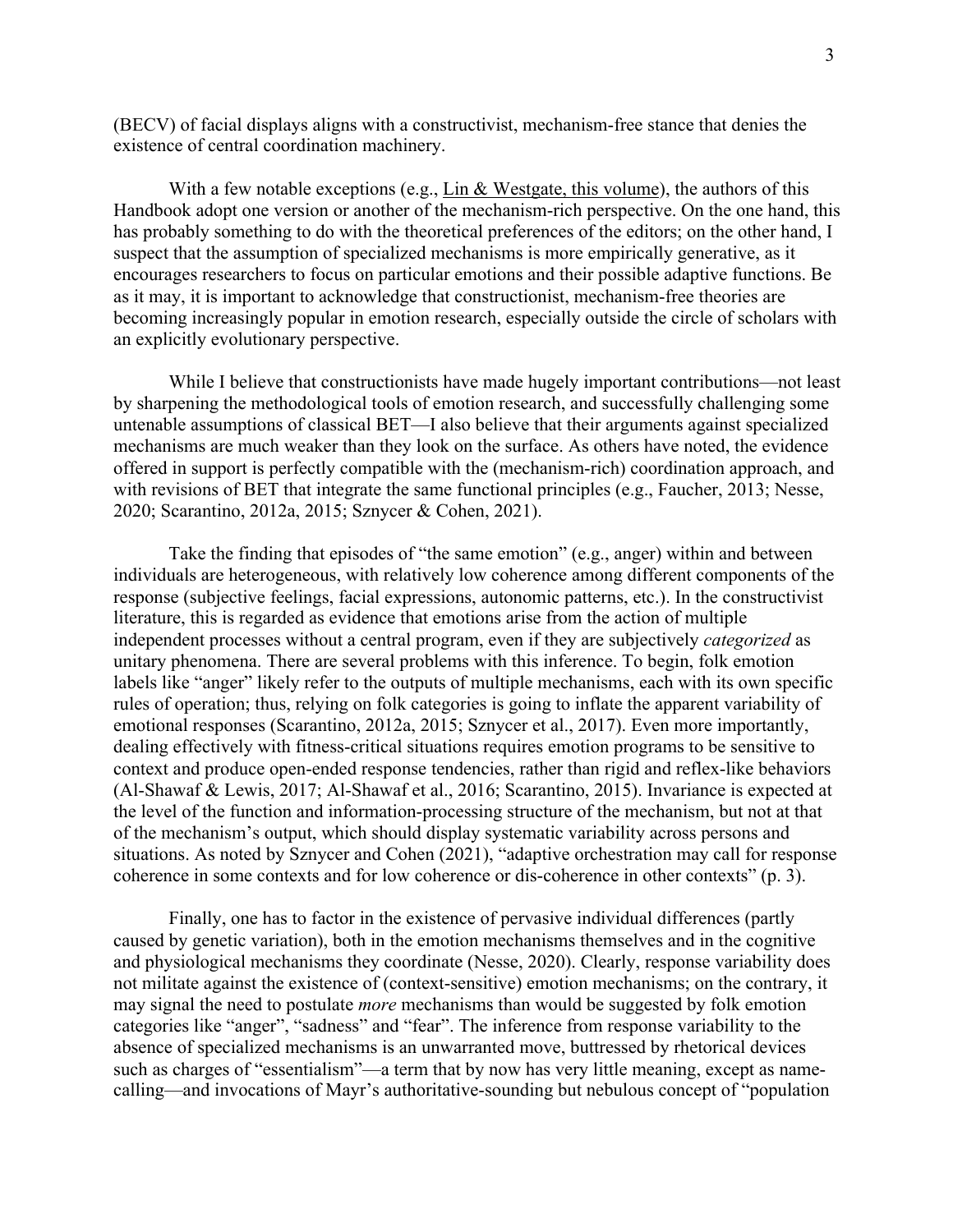(BECV) of facial displays aligns with a constructivist, mechanism-free stance that denies the existence of central coordination machinery.

With a few notable exceptions (e.g., Lin & Westgate, this volume), the authors of this Handbook adopt one version or another of the mechanism-rich perspective. On the one hand, this has probably something to do with the theoretical preferences of the editors; on the other hand, I suspect that the assumption of specialized mechanisms is more empirically generative, as it encourages researchers to focus on particular emotions and their possible adaptive functions. Be as it may, it is important to acknowledge that constructionist, mechanism-free theories are becoming increasingly popular in emotion research, especially outside the circle of scholars with an explicitly evolutionary perspective.

While I believe that constructionists have made hugely important contributions—not least by sharpening the methodological tools of emotion research, and successfully challenging some untenable assumptions of classical BET—I also believe that their arguments against specialized mechanisms are much weaker than they look on the surface. As others have noted, the evidence offered in support is perfectly compatible with the (mechanism-rich) coordination approach, and with revisions of BET that integrate the same functional principles (e.g., Faucher, 2013; Nesse, 2020; Scarantino, 2012a, 2015; Sznycer & Cohen, 2021).

Take the finding that episodes of "the same emotion" (e.g., anger) within and between individuals are heterogeneous, with relatively low coherence among different components of the response (subjective feelings, facial expressions, autonomic patterns, etc.). In the constructivist literature, this is regarded as evidence that emotions arise from the action of multiple independent processes without a central program, even if they are subjectively *categorized* as unitary phenomena. There are several problems with this inference. To begin, folk emotion labels like "anger" likely refer to the outputs of multiple mechanisms, each with its own specific rules of operation; thus, relying on folk categories is going to inflate the apparent variability of emotional responses (Scarantino, 2012a, 2015; Sznycer et al., 2017). Even more importantly, dealing effectively with fitness-critical situations requires emotion programs to be sensitive to context and produce open-ended response tendencies, rather than rigid and reflex-like behaviors (Al-Shawaf & Lewis, 2017; Al-Shawaf et al., 2016; Scarantino, 2015). Invariance is expected at the level of the function and information-processing structure of the mechanism, but not at that of the mechanism's output, which should display systematic variability across persons and situations. As noted by Sznycer and Cohen (2021), "adaptive orchestration may call for response coherence in some contexts and for low coherence or dis-coherence in other contexts" (p. 3).

Finally, one has to factor in the existence of pervasive individual differences (partly caused by genetic variation), both in the emotion mechanisms themselves and in the cognitive and physiological mechanisms they coordinate (Nesse, 2020). Clearly, response variability does not militate against the existence of (context-sensitive) emotion mechanisms; on the contrary, it may signal the need to postulate *more* mechanisms than would be suggested by folk emotion categories like "anger", "sadness" and "fear". The inference from response variability to the absence of specialized mechanisms is an unwarranted move, buttressed by rhetorical devices such as charges of "essentialism"—a term that by now has very little meaning, except as name-calling—and invocations of Mayr's authoritative-sounding but nebulous concept of "population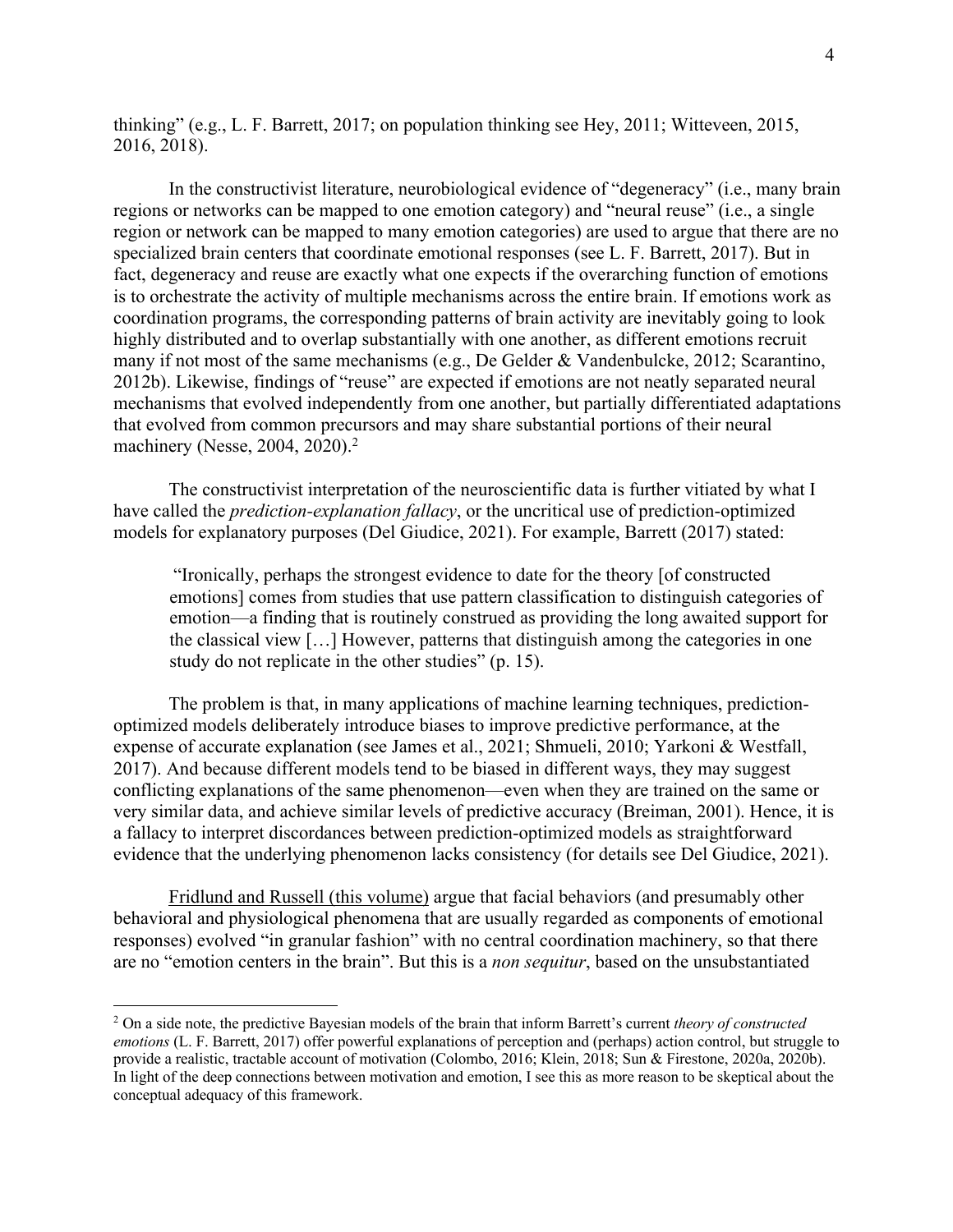thinking" (e.g., L. F. Barrett, 2017; on population thinking see Hey, 2011; Witteveen, 2015, 2016, 2018).

In the constructivist literature, neurobiological evidence of "degeneracy" (i.e., many brain regions or networks can be mapped to one emotion category) and "neural reuse" (i.e., a single region or network can be mapped to many emotion categories) are used to argue that there are no specialized brain centers that coordinate emotional responses (see L. F. Barrett, 2017). But in fact, degeneracy and reuse are exactly what one expects if the overarching function of emotions is to orchestrate the activity of multiple mechanisms across the entire brain. If emotions work as coordination programs, the corresponding patterns of brain activity are inevitably going to look highly distributed and to overlap substantially with one another, as different emotions recruit many if not most of the same mechanisms (e.g., De Gelder & Vandenbulcke, 2012; Scarantino, 2012b). Likewise, findings of "reuse" are expected if emotions are not neatly separated neural mechanisms that evolved independently from one another, but partially differentiated adaptations that evolved from common precursors and may share substantial portions of their neural machinery (Nesse, 2004, 2020).[2]

The constructivist interpretation of the neuroscientific data is further vitiated by what I have called the *prediction-explanation fallacy*, or the uncritical use of prediction-optimized models for explanatory purposes (Del Giudice, 2021). For example, Barrett (2017) stated:

> "Ironically, perhaps the strongest evidence to date for the theory [of constructed emotions] comes from studies that use pattern classification to distinguish categories of emotion—a finding that is routinely construed as providing the long awaited support for the classical view [...] However, patterns that distinguish among the categories in one study do not replicate in the other studies" (p. 15).

The problem is that, in many applications of machine learning techniques, prediction-optimized models deliberately introduce biases to improve predictive performance, at the expense of accurate explanation (see James et al., 2021; Shmueli, 2010; Yarkoni & Westfall, 2017). And because different models tend to be biased in different ways, they may suggest conflicting explanations of the same phenomenon—even when they are trained on the same or very similar data, and achieve similar levels of predictive accuracy (Breiman, 2001). Hence, it is a fallacy to interpret discordances between prediction-optimized models as straightforward evidence that the underlying phenomenon lacks consistency (for details see Del Giudice, 2021).

Fridlund and Russell (this volume) argue that facial behaviors (and presumably other behavioral and physiological phenomena that are usually regarded as components of emotional responses) evolved "in granular fashion" with no central coordination machinery, so that there are no "emotion centers in the brain". But this is a *non sequitur*, based on the unsubstantiated

---

[2] On a side note, the predictive Bayesian models of the brain that inform Barrett's current *theory of constructed emotions* (L. F. Barrett, 2017) offer powerful explanations of perception and (perhaps) action control, but struggle to provide a realistic, tractable account of motivation (Colombo, 2016; Klein, 2018; Sun & Firestone, 2020a, 2020b). In light of the deep connections between motivation and emotion, I see this as more reason to be skeptical about the conceptual adequacy of this framework.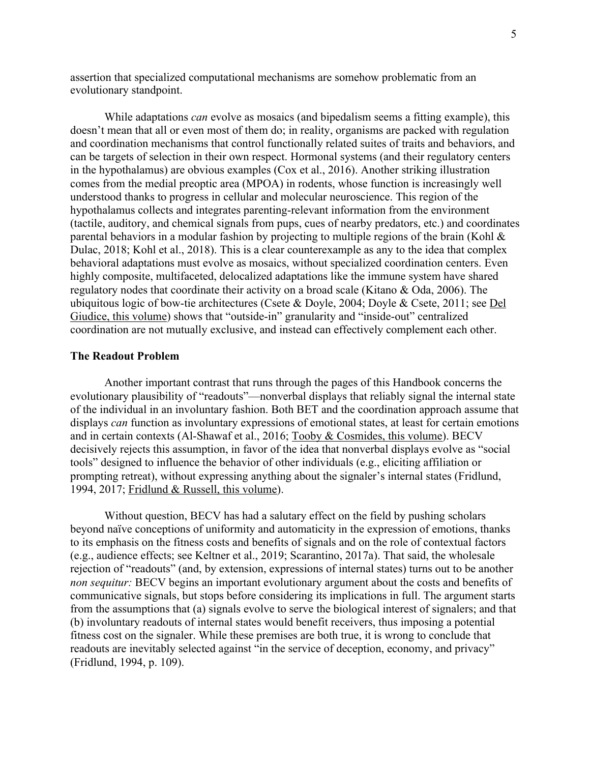assertion that specialized computational mechanisms are somehow problematic from an evolutionary standpoint.

While adaptations *can* evolve as mosaics (and bipedalism seems a fitting example), this doesn't mean that all or even most of them do; in reality, organisms are packed with regulation and coordination mechanisms that control functionally related suites of traits and behaviors, and can be targets of selection in their own respect. Hormonal systems (and their regulatory centers in the hypothalamus) are obvious examples (Cox et al., 2016). Another striking illustration comes from the medial preoptic area (MPOA) in rodents, whose function is increasingly well understood thanks to progress in cellular and molecular neuroscience. This region of the hypothalamus collects and integrates parenting-relevant information from the environment (tactile, auditory, and chemical signals from pups, cues of nearby predators, etc.) and coordinates parental behaviors in a modular fashion by projecting to multiple regions of the brain (Kohl & Dulac, 2018; Kohl et al., 2018). This is a clear counterexample as any to the idea that complex behavioral adaptations must evolve as mosaics, without specialized coordination centers. Even highly composite, multifaceted, delocalized adaptations like the immune system have shared regulatory nodes that coordinate their activity on a broad scale (Kitano & Oda, 2006). The ubiquitous logic of bow-tie architectures (Csete & Doyle, 2004; Doyle & Csete, 2011; see Del Giudice, this volume) shows that "outside-in" granularity and "inside-out" centralized coordination are not mutually exclusive, and instead can effectively complement each other.

## The Readout Problem

Another important contrast that runs through the pages of this Handbook concerns the evolutionary plausibility of "readouts"—nonverbal displays that reliably signal the internal state of the individual in an involuntary fashion. Both BET and the coordination approach assume that displays *can* function as involuntary expressions of emotional states, at least for certain emotions and in certain contexts (Al-Shawaf et al., 2016; Tooby & Cosmides, this volume). BECV decisively rejects this assumption, in favor of the idea that nonverbal displays evolve as "social tools" designed to influence the behavior of other individuals (e.g., eliciting affiliation or prompting retreat), without expressing anything about the signaler's internal states (Fridlund, 1994, 2017; Fridlund & Russell, this volume).

Without question, BECV has had a salutary effect on the field by pushing scholars beyond naïve conceptions of uniformity and automaticity in the expression of emotions, thanks to its emphasis on the fitness costs and benefits of signals and on the role of contextual factors (e.g., audience effects; see Keltner et al., 2019; Scarantino, 2017a). That said, the wholesale rejection of "readouts" (and, by extension, expressions of internal states) turns out to be another *non sequitur:* BECV begins an important evolutionary argument about the costs and benefits of communicative signals, but stops before considering its implications in full. The argument starts from the assumptions that (a) signals evolve to serve the biological interest of signalers; and that (b) involuntary readouts of internal states would benefit receivers, thus imposing a potential fitness cost on the signaler. While these premises are both true, it is wrong to conclude that readouts are inevitably selected against "in the service of deception, economy, and privacy" (Fridlund, 1994, p. 109).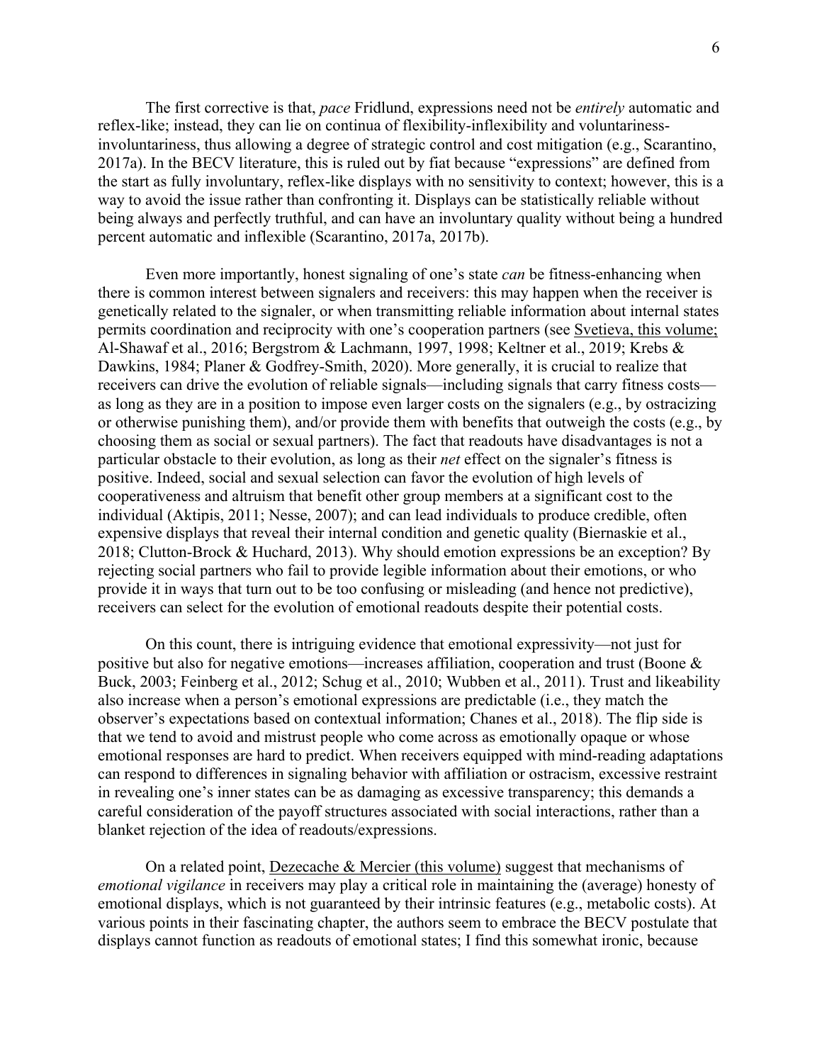The first corrective is that, *pace* Fridlund, expressions need not be *entirely* automatic and reflex-like; instead, they can lie on continua of flexibility-inflexibility and voluntariness-involuntariness, thus allowing a degree of strategic control and cost mitigation (e.g., Scarantino, 2017a). In the BECV literature, this is ruled out by fiat because "expressions" are defined from the start as fully involuntary, reflex-like displays with no sensitivity to context; however, this is a way to avoid the issue rather than confronting it. Displays can be statistically reliable without being always and perfectly truthful, and can have an involuntary quality without being a hundred percent automatic and inflexible (Scarantino, 2017a, 2017b).

Even more importantly, honest signaling of one's state *can* be fitness-enhancing when there is common interest between signalers and receivers: this may happen when the receiver is genetically related to the signaler, or when transmitting reliable information about internal states permits coordination and reciprocity with one's cooperation partners (see Svetieva, this volume; Al-Shawaf et al., 2016; Bergstrom & Lachmann, 1997, 1998; Keltner et al., 2019; Krebs & Dawkins, 1984; Planer & Godfrey-Smith, 2020). More generally, it is crucial to realize that receivers can drive the evolution of reliable signals—including signals that carry fitness costs—as long as they are in a position to impose even larger costs on the signalers (e.g., by ostracizing or otherwise punishing them), and/or provide them with benefits that outweigh the costs (e.g., by choosing them as social or sexual partners). The fact that readouts have disadvantages is not a particular obstacle to their evolution, as long as their *net* effect on the signaler's fitness is positive. Indeed, social and sexual selection can favor the evolution of high levels of cooperativeness and altruism that benefit other group members at a significant cost to the individual (Aktipis, 2011; Nesse, 2007); and can lead individuals to produce credible, often expensive displays that reveal their internal condition and genetic quality (Biernaskie et al., 2018; Clutton-Brock & Huchard, 2013). Why should emotion expressions be an exception? By rejecting social partners who fail to provide legible information about their emotions, or who provide it in ways that turn out to be too confusing or misleading (and hence not predictive), receivers can select for the evolution of emotional readouts despite their potential costs.

On this count, there is intriguing evidence that emotional expressivity—not just for positive but also for negative emotions—increases affiliation, cooperation and trust (Boone & Buck, 2003; Feinberg et al., 2012; Schug et al., 2010; Wubben et al., 2011). Trust and likeability also increase when a person's emotional expressions are predictable (i.e., they match the observer's expectations based on contextual information; Chanes et al., 2018). The flip side is that we tend to avoid and mistrust people who come across as emotionally opaque or whose emotional responses are hard to predict. When receivers equipped with mind-reading adaptations can respond to differences in signaling behavior with affiliation or ostracism, excessive restraint in revealing one's inner states can be as damaging as excessive transparency; this demands a careful consideration of the payoff structures associated with social interactions, rather than a blanket rejection of the idea of readouts/expressions.

On a related point, Dezecache & Mercier (this volume) suggest that mechanisms of *emotional vigilance* in receivers may play a critical role in maintaining the (average) honesty of emotional displays, which is not guaranteed by their intrinsic features (e.g., metabolic costs). At various points in their fascinating chapter, the authors seem to embrace the BECV postulate that displays cannot function as readouts of emotional states; I find this somewhat ironic, because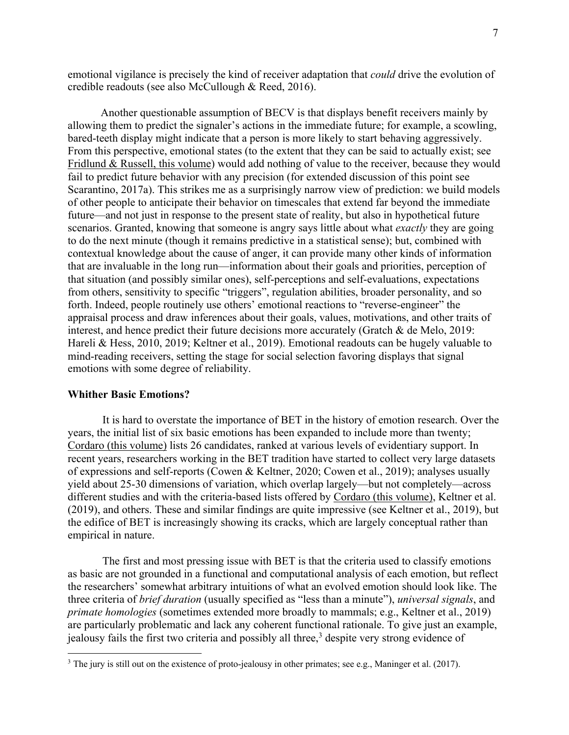emotional vigilance is precisely the kind of receiver adaptation that *could* drive the evolution of credible readouts (see also McCullough & Reed, 2016).

Another questionable assumption of BECV is that displays benefit receivers mainly by allowing them to predict the signaler's actions in the immediate future; for example, a scowling, bared-teeth display might indicate that a person is more likely to start behaving aggressively. From this perspective, emotional states (to the extent that they can be said to actually exist; see Fridlund & Russell, this volume) would add nothing of value to the receiver, because they would fail to predict future behavior with any precision (for extended discussion of this point see Scarantino, 2017a). This strikes me as a surprisingly narrow view of prediction: we build models of other people to anticipate their behavior on timescales that extend far beyond the immediate future—and not just in response to the present state of reality, but also in hypothetical future scenarios. Granted, knowing that someone is angry says little about what *exactly* they are going to do the next minute (though it remains predictive in a statistical sense); but, combined with contextual knowledge about the cause of anger, it can provide many other kinds of information that are invaluable in the long run—information about their goals and priorities, perception of that situation (and possibly similar ones), self-perceptions and self-evaluations, expectations from others, sensitivity to specific "triggers", regulation abilities, broader personality, and so forth. Indeed, people routinely use others' emotional reactions to "reverse-engineer" the appraisal process and draw inferences about their goals, values, motivations, and other traits of interest, and hence predict their future decisions more accurately (Gratch & de Melo, 2019: Hareli & Hess, 2010, 2019; Keltner et al., 2019). Emotional readouts can be hugely valuable to mind-reading receivers, setting the stage for social selection favoring displays that signal emotions with some degree of reliability.

**Whither Basic Emotions?**

It is hard to overstate the importance of BET in the history of emotion research. Over the years, the initial list of six basic emotions has been expanded to include more than twenty; Cordaro (this volume) lists 26 candidates, ranked at various levels of evidentiary support. In recent years, researchers working in the BET tradition have started to collect very large datasets of expressions and self-reports (Cowen & Keltner, 2020; Cowen et al., 2019); analyses usually yield about 25-30 dimensions of variation, which overlap largely—but not completely—across different studies and with the criteria-based lists offered by Cordaro (this volume), Keltner et al. (2019), and others. These and similar findings are quite impressive (see Keltner et al., 2019), but the edifice of BET is increasingly showing its cracks, which are largely conceptual rather than empirical in nature.

The first and most pressing issue with BET is that the criteria used to classify emotions as basic are not grounded in a functional and computational analysis of each emotion, but reflect the researchers' somewhat arbitrary intuitions of what an evolved emotion should look like. The three criteria of *brief duration* (usually specified as "less than a minute"), *universal signals*, and *primate homologies* (sometimes extended more broadly to mammals; e.g., Keltner et al., 2019) are particularly problematic and lack any coherent functional rationale. To give just an example, jealousy fails the first two criteria and possibly all three,[3] despite very strong evidence of

[3] The jury is still out on the existence of proto-jealousy in other primates; see e.g., Maninger et al. (2017).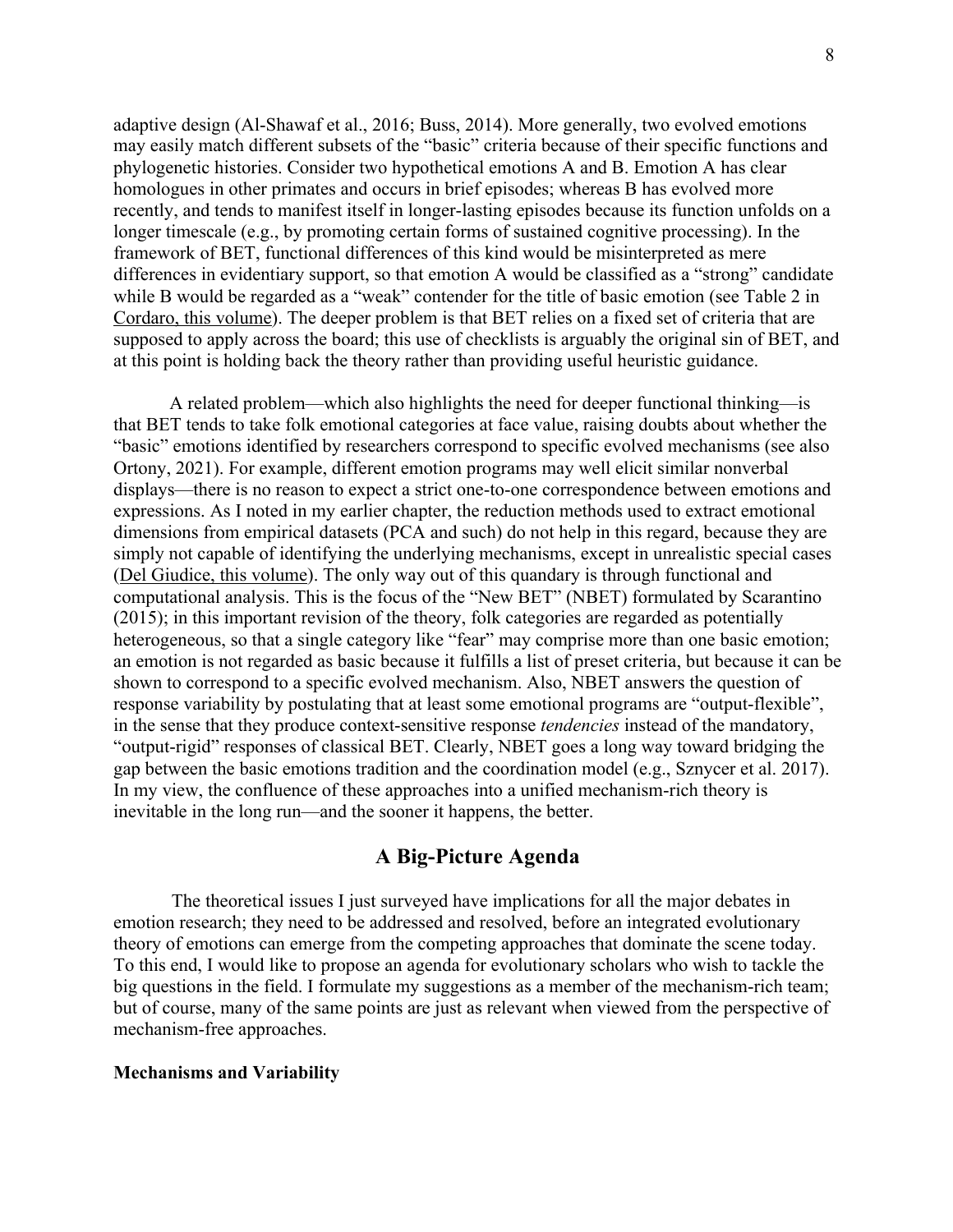adaptive design (Al-Shawaf et al., 2016; Buss, 2014). More generally, two evolved emotions may easily match different subsets of the "basic" criteria because of their specific functions and phylogenetic histories. Consider two hypothetical emotions A and B. Emotion A has clear homologues in other primates and occurs in brief episodes; whereas B has evolved more recently, and tends to manifest itself in longer-lasting episodes because its function unfolds on a longer timescale (e.g., by promoting certain forms of sustained cognitive processing). In the framework of BET, functional differences of this kind would be misinterpreted as mere differences in evidentiary support, so that emotion A would be classified as a "strong" candidate while B would be regarded as a "weak" contender for the title of basic emotion (see Table 2 in Cordaro, this volume). The deeper problem is that BET relies on a fixed set of criteria that are supposed to apply across the board; this use of checklists is arguably the original sin of BET, and at this point is holding back the theory rather than providing useful heuristic guidance.

A related problem—which also highlights the need for deeper functional thinking—is that BET tends to take folk emotional categories at face value, raising doubts about whether the "basic" emotions identified by researchers correspond to specific evolved mechanisms (see also Ortony, 2021). For example, different emotion programs may well elicit similar nonverbal displays—there is no reason to expect a strict one-to-one correspondence between emotions and expressions. As I noted in my earlier chapter, the reduction methods used to extract emotional dimensions from empirical datasets (PCA and such) do not help in this regard, because they are simply not capable of identifying the underlying mechanisms, except in unrealistic special cases (Del Giudice, this volume). The only way out of this quandary is through functional and computational analysis. This is the focus of the "New BET" (NBET) formulated by Scarantino (2015); in this important revision of the theory, folk categories are regarded as potentially heterogeneous, so that a single category like "fear" may comprise more than one basic emotion; an emotion is not regarded as basic because it fulfills a list of preset criteria, but because it can be shown to correspond to a specific evolved mechanism. Also, NBET answers the question of response variability by postulating that at least some emotional programs are "output-flexible", in the sense that they produce context-sensitive response *tendencies* instead of the mandatory, "output-rigid" responses of classical BET. Clearly, NBET goes a long way toward bridging the gap between the basic emotions tradition and the coordination model (e.g., Sznycer et al. 2017). In my view, the confluence of these approaches into a unified mechanism-rich theory is inevitable in the long run—and the sooner it happens, the better.

## A Big-Picture Agenda

The theoretical issues I just surveyed have implications for all the major debates in emotion research; they need to be addressed and resolved, before an integrated evolutionary theory of emotions can emerge from the competing approaches that dominate the scene today. To this end, I would like to propose an agenda for evolutionary scholars who wish to tackle the big questions in the field. I formulate my suggestions as a member of the mechanism-rich team; but of course, many of the same points are just as relevant when viewed from the perspective of mechanism-free approaches.

### Mechanisms and Variability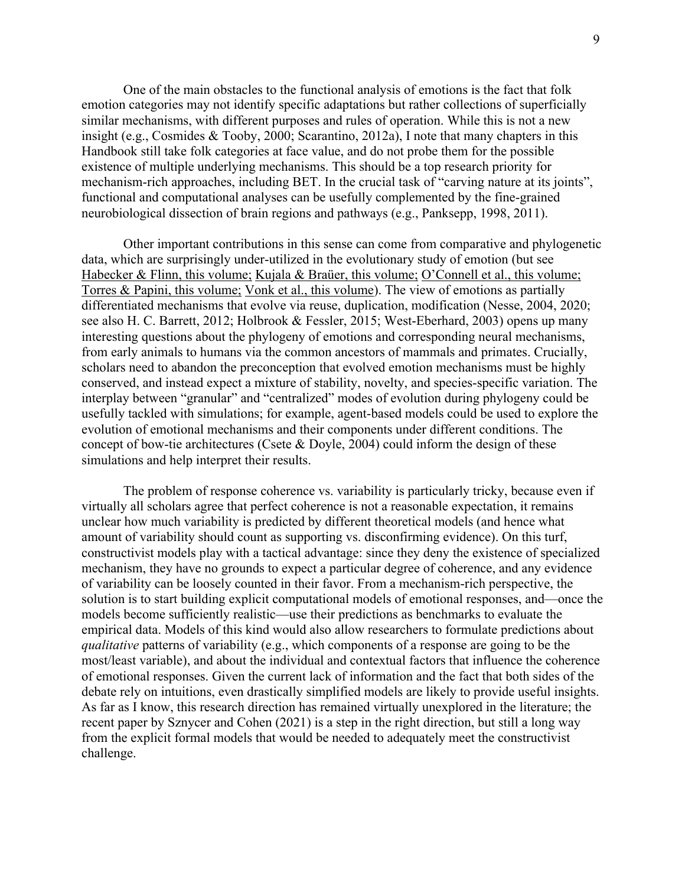One of the main obstacles to the functional analysis of emotions is the fact that folk emotion categories may not identify specific adaptations but rather collections of superficially similar mechanisms, with different purposes and rules of operation. While this is not a new insight (e.g., Cosmides & Tooby, 2000; Scarantino, 2012a), I note that many chapters in this Handbook still take folk categories at face value, and do not probe them for the possible existence of multiple underlying mechanisms. This should be a top research priority for mechanism-rich approaches, including BET. In the crucial task of "carving nature at its joints", functional and computational analyses can be usefully complemented by the fine-grained neurobiological dissection of brain regions and pathways (e.g., Panksepp, 1998, 2011).

Other important contributions in this sense can come from comparative and phylogenetic data, which are surprisingly under-utilized in the evolutionary study of emotion (but see Habecker & Flinn, this volume; Kujala & Braüer, this volume; O'Connell et al., this volume; Torres & Papini, this volume; Vonk et al., this volume). The view of emotions as partially differentiated mechanisms that evolve via reuse, duplication, modification (Nesse, 2004, 2020; see also H. C. Barrett, 2012; Holbrook & Fessler, 2015; West-Eberhard, 2003) opens up many interesting questions about the phylogeny of emotions and corresponding neural mechanisms, from early animals to humans via the common ancestors of mammals and primates. Crucially, scholars need to abandon the preconception that evolved emotion mechanisms must be highly conserved, and instead expect a mixture of stability, novelty, and species-specific variation. The interplay between "granular" and "centralized" modes of evolution during phylogeny could be usefully tackled with simulations; for example, agent-based models could be used to explore the evolution of emotional mechanisms and their components under different conditions. The concept of bow-tie architectures (Csete & Doyle, 2004) could inform the design of these simulations and help interpret their results.

The problem of response coherence vs. variability is particularly tricky, because even if virtually all scholars agree that perfect coherence is not a reasonable expectation, it remains unclear how much variability is predicted by different theoretical models (and hence what amount of variability should count as supporting vs. disconfirming evidence). On this turf, constructivist models play with a tactical advantage: since they deny the existence of specialized mechanism, they have no grounds to expect a particular degree of coherence, and any evidence of variability can be loosely counted in their favor. From a mechanism-rich perspective, the solution is to start building explicit computational models of emotional responses, and—once the models become sufficiently realistic—use their predictions as benchmarks to evaluate the empirical data. Models of this kind would also allow researchers to formulate predictions about *qualitative* patterns of variability (e.g., which components of a response are going to be the most/least variable), and about the individual and contextual factors that influence the coherence of emotional responses. Given the current lack of information and the fact that both sides of the debate rely on intuitions, even drastically simplified models are likely to provide useful insights. As far as I know, this research direction has remained virtually unexplored in the literature; the recent paper by Sznycer and Cohen (2021) is a step in the right direction, but still a long way from the explicit formal models that would be needed to adequately meet the constructivist challenge.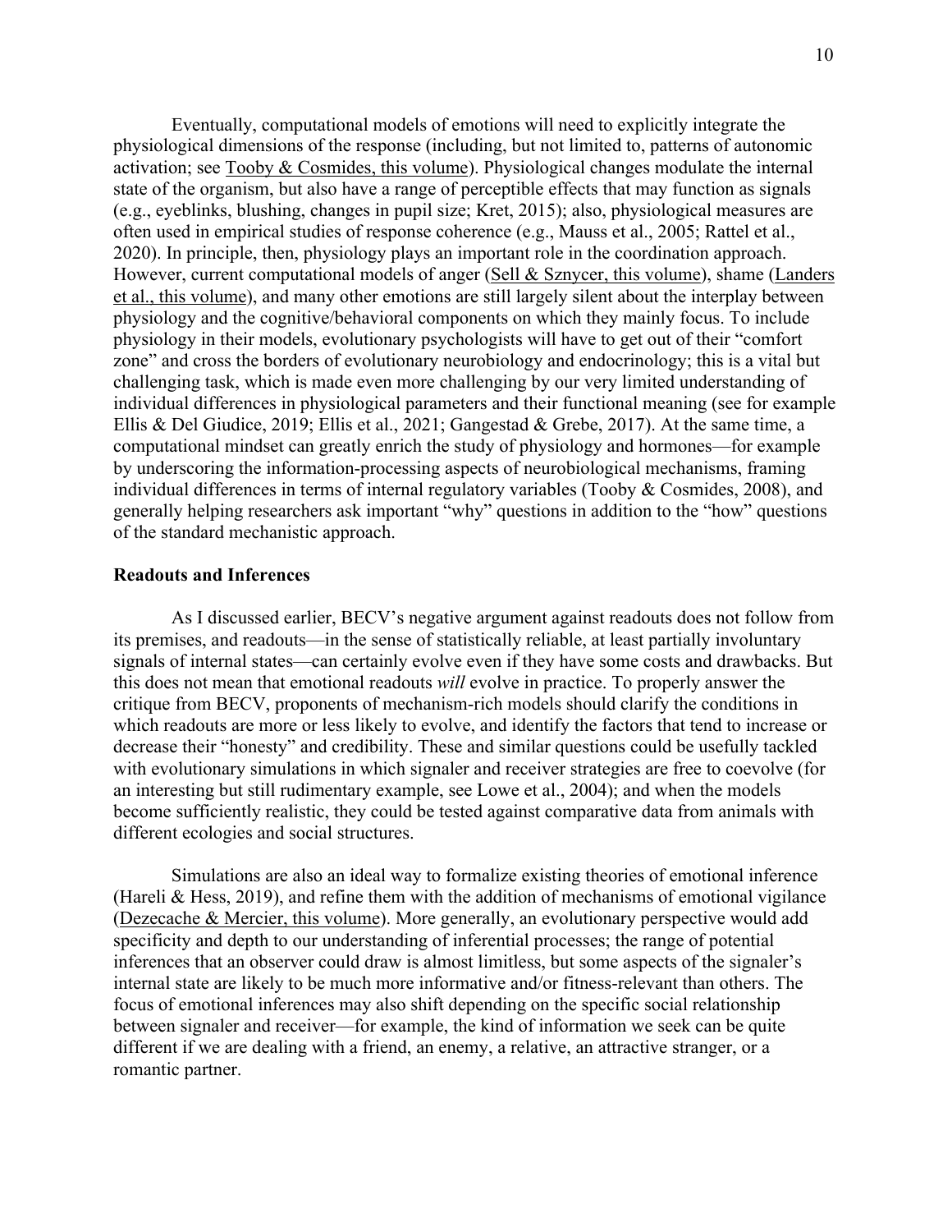Eventually, computational models of emotions will need to explicitly integrate the physiological dimensions of the response (including, but not limited to, patterns of autonomic activation; see Tooby & Cosmides, this volume). Physiological changes modulate the internal state of the organism, but also have a range of perceptible effects that may function as signals (e.g., eyeblinks, blushing, changes in pupil size; Kret, 2015); also, physiological measures are often used in empirical studies of response coherence (e.g., Mauss et al., 2005; Rattel et al., 2020). In principle, then, physiology plays an important role in the coordination approach. However, current computational models of anger (Sell & Sznycer, this volume), shame (Landers et al., this volume), and many other emotions are still largely silent about the interplay between physiology and the cognitive/behavioral components on which they mainly focus. To include physiology in their models, evolutionary psychologists will have to get out of their "comfort zone" and cross the borders of evolutionary neurobiology and endocrinology; this is a vital but challenging task, which is made even more challenging by our very limited understanding of individual differences in physiological parameters and their functional meaning (see for example Ellis & Del Giudice, 2019; Ellis et al., 2021; Gangestad & Grebe, 2017). At the same time, a computational mindset can greatly enrich the study of physiology and hormones—for example by underscoring the information-processing aspects of neurobiological mechanisms, framing individual differences in terms of internal regulatory variables (Tooby & Cosmides, 2008), and generally helping researchers ask important "why" questions in addition to the "how" questions of the standard mechanistic approach.

### Readouts and Inferences

As I discussed earlier, BECV's negative argument against readouts does not follow from its premises, and readouts—in the sense of statistically reliable, at least partially involuntary signals of internal states—can certainly evolve even if they have some costs and drawbacks. But this does not mean that emotional readouts *will* evolve in practice. To properly answer the critique from BECV, proponents of mechanism-rich models should clarify the conditions in which readouts are more or less likely to evolve, and identify the factors that tend to increase or decrease their "honesty" and credibility. These and similar questions could be usefully tackled with evolutionary simulations in which signaler and receiver strategies are free to coevolve (for an interesting but still rudimentary example, see Lowe et al., 2004); and when the models become sufficiently realistic, they could be tested against comparative data from animals with different ecologies and social structures.

Simulations are also an ideal way to formalize existing theories of emotional inference (Hareli & Hess, 2019), and refine them with the addition of mechanisms of emotional vigilance (Dezecache & Mercier, this volume). More generally, an evolutionary perspective would add specificity and depth to our understanding of inferential processes; the range of potential inferences that an observer could draw is almost limitless, but some aspects of the signaler's internal state are likely to be much more informative and/or fitness-relevant than others. The focus of emotional inferences may also shift depending on the specific social relationship between signaler and receiver—for example, the kind of information we seek can be quite different if we are dealing with a friend, an enemy, a relative, an attractive stranger, or a romantic partner.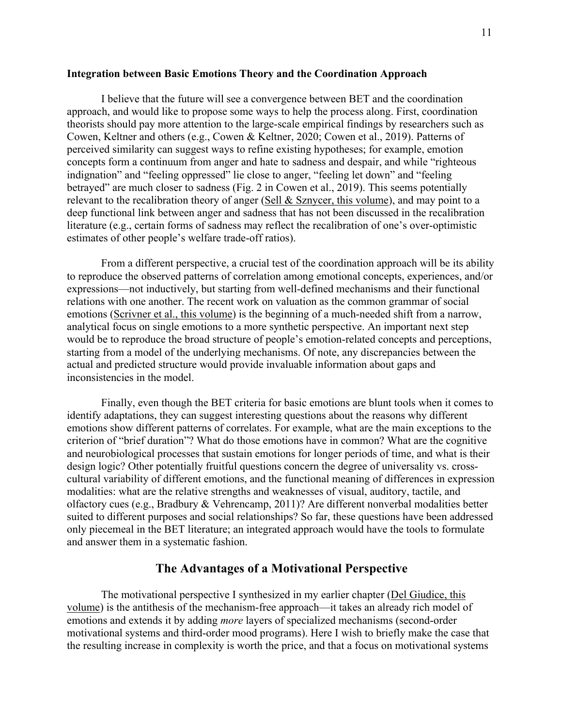### Integration between Basic Emotions Theory and the Coordination Approach

I believe that the future will see a convergence between BET and the coordination approach, and would like to propose some ways to help the process along. First, coordination theorists should pay more attention to the large-scale empirical findings by researchers such as Cowen, Keltner and others (e.g., Cowen & Keltner, 2020; Cowen et al., 2019). Patterns of perceived similarity can suggest ways to refine existing hypotheses; for example, emotion concepts form a continuum from anger and hate to sadness and despair, and while "righteous indignation" and "feeling oppressed" lie close to anger, "feeling let down" and "feeling betrayed" are much closer to sadness (Fig. 2 in Cowen et al., 2019). This seems potentially relevant to the recalibration theory of anger (Sell & Sznycer, this volume), and may point to a deep functional link between anger and sadness that has not been discussed in the recalibration literature (e.g., certain forms of sadness may reflect the recalibration of one's over-optimistic estimates of other people's welfare trade-off ratios).

From a different perspective, a crucial test of the coordination approach will be its ability to reproduce the observed patterns of correlation among emotional concepts, experiences, and/or expressions—not inductively, but starting from well-defined mechanisms and their functional relations with one another. The recent work on valuation as the common grammar of social emotions (Scrivner et al., this volume) is the beginning of a much-needed shift from a narrow, analytical focus on single emotions to a more synthetic perspective. An important next step would be to reproduce the broad structure of people's emotion-related concepts and perceptions, starting from a model of the underlying mechanisms. Of note, any discrepancies between the actual and predicted structure would provide invaluable information about gaps and inconsistencies in the model.

Finally, even though the BET criteria for basic emotions are blunt tools when it comes to identify adaptations, they can suggest interesting questions about the reasons why different emotions show different patterns of correlates. For example, what are the main exceptions to the criterion of "brief duration"? What do those emotions have in common? What are the cognitive and neurobiological processes that sustain emotions for longer periods of time, and what is their design logic? Other potentially fruitful questions concern the degree of universality vs. cross-cultural variability of different emotions, and the functional meaning of differences in expression modalities: what are the relative strengths and weaknesses of visual, auditory, tactile, and olfactory cues (e.g., Bradbury & Vehrencamp, 2011)? Are different nonverbal modalities better suited to different purposes and social relationships? So far, these questions have been addressed only piecemeal in the BET literature; an integrated approach would have the tools to formulate and answer them in a systematic fashion.

## The Advantages of a Motivational Perspective

The motivational perspective I synthesized in my earlier chapter (Del Giudice, this volume) is the antithesis of the mechanism-free approach—it takes an already rich model of emotions and extends it by adding *more* layers of specialized mechanisms (second-order motivational systems and third-order mood programs). Here I wish to briefly make the case that the resulting increase in complexity is worth the price, and that a focus on motivational systems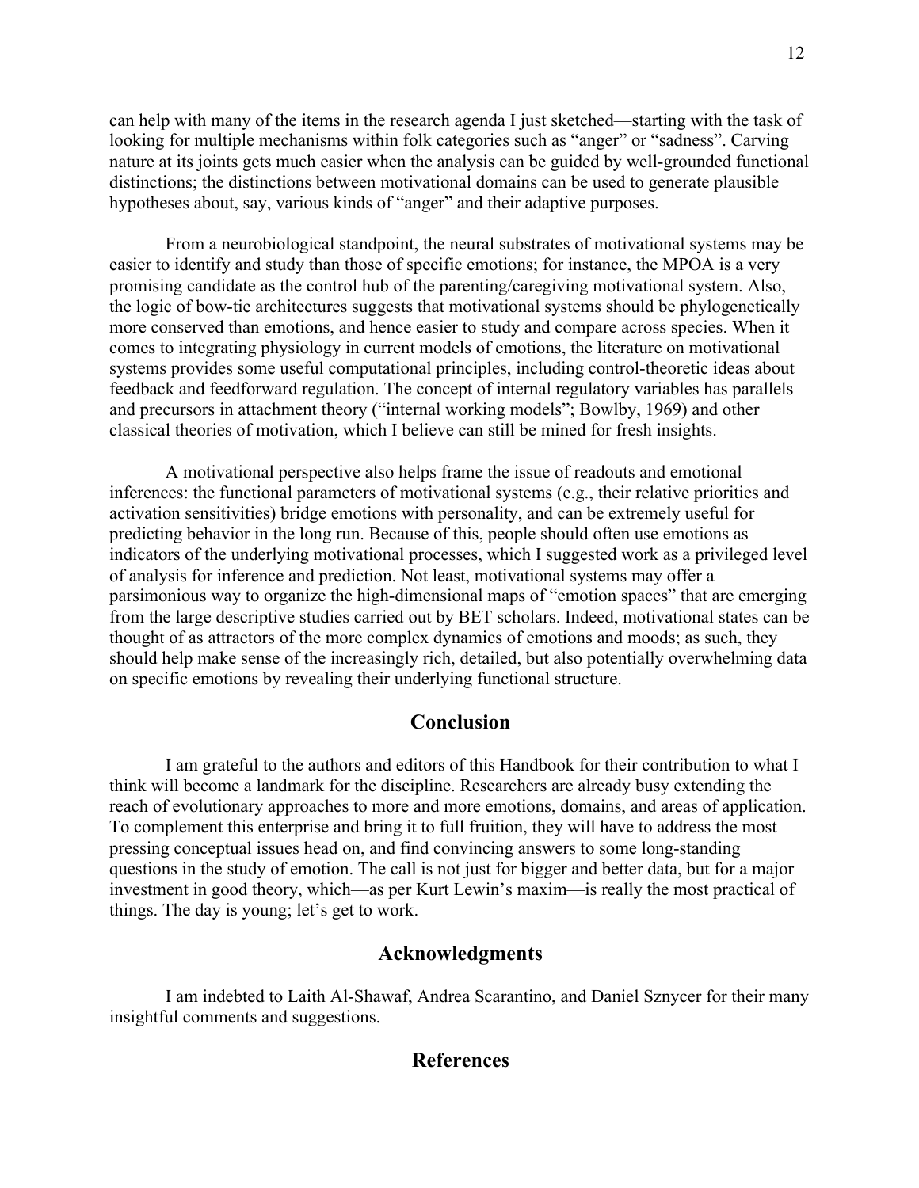can help with many of the items in the research agenda I just sketched—starting with the task of looking for multiple mechanisms within folk categories such as "anger" or "sadness". Carving nature at its joints gets much easier when the analysis can be guided by well-grounded functional distinctions; the distinctions between motivational domains can be used to generate plausible hypotheses about, say, various kinds of "anger" and their adaptive purposes.

From a neurobiological standpoint, the neural substrates of motivational systems may be easier to identify and study than those of specific emotions; for instance, the MPOA is a very promising candidate as the control hub of the parenting/caregiving motivational system. Also, the logic of bow-tie architectures suggests that motivational systems should be phylogenetically more conserved than emotions, and hence easier to study and compare across species. When it comes to integrating physiology in current models of emotions, the literature on motivational systems provides some useful computational principles, including control-theoretic ideas about feedback and feedforward regulation. The concept of internal regulatory variables has parallels and precursors in attachment theory ("internal working models"; Bowlby, 1969) and other classical theories of motivation, which I believe can still be mined for fresh insights.

A motivational perspective also helps frame the issue of readouts and emotional inferences: the functional parameters of motivational systems (e.g., their relative priorities and activation sensitivities) bridge emotions with personality, and can be extremely useful for predicting behavior in the long run. Because of this, people should often use emotions as indicators of the underlying motivational processes, which I suggested work as a privileged level of analysis for inference and prediction. Not least, motivational systems may offer a parsimonious way to organize the high-dimensional maps of "emotion spaces" that are emerging from the large descriptive studies carried out by BET scholars. Indeed, motivational states can be thought of as attractors of the more complex dynamics of emotions and moods; as such, they should help make sense of the increasingly rich, detailed, but also potentially overwhelming data on specific emotions by revealing their underlying functional structure.

## Conclusion

I am grateful to the authors and editors of this Handbook for their contribution to what I think will become a landmark for the discipline. Researchers are already busy extending the reach of evolutionary approaches to more and more emotions, domains, and areas of application. To complement this enterprise and bring it to full fruition, they will have to address the most pressing conceptual issues head on, and find convincing answers to some long-standing questions in the study of emotion. The call is not just for bigger and better data, but for a major investment in good theory, which—as per Kurt Lewin's maxim—is really the most practical of things. The day is young; let's get to work.

## Acknowledgments

I am indebted to Laith Al-Shawaf, Andrea Scarantino, and Daniel Sznycer for their many insightful comments and suggestions.

## References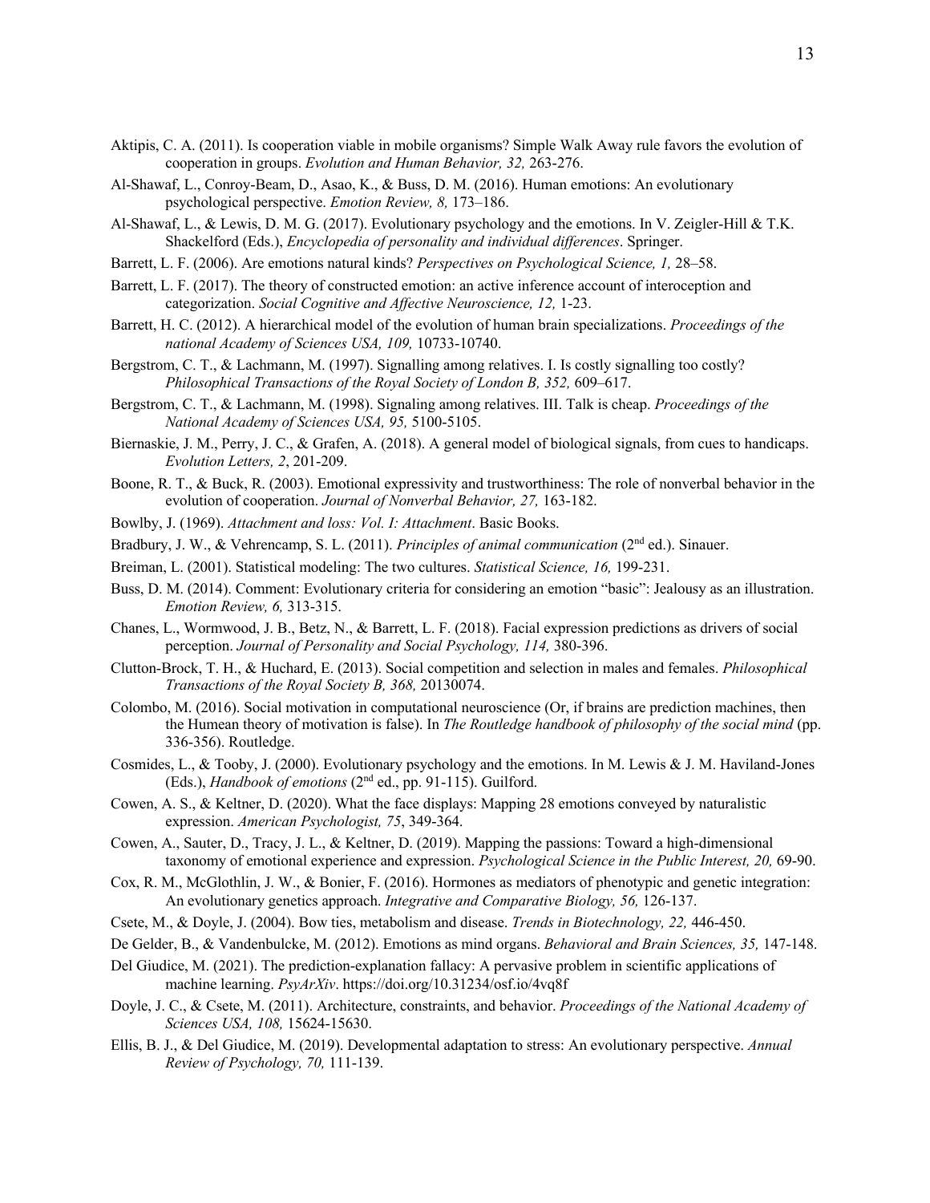Aktipis, C. A. (2011). Is cooperation viable in mobile organisms? Simple Walk Away rule favors the evolution of cooperation in groups. *Evolution and Human Behavior, 32,* 263-276.

Al-Shawaf, L., Conroy-Beam, D., Asao, K., & Buss, D. M. (2016). Human emotions: An evolutionary psychological perspective. *Emotion Review, 8,* 173–186.

Al-Shawaf, L., & Lewis, D. M. G. (2017). Evolutionary psychology and the emotions. In V. Zeigler-Hill & T.K. Shackelford (Eds.), *Encyclopedia of personality and individual differences*. Springer.

Barrett, L. F. (2006). Are emotions natural kinds? *Perspectives on Psychological Science, 1,* 28–58.

Barrett, L. F. (2017). The theory of constructed emotion: an active inference account of interoception and categorization. *Social Cognitive and Affective Neuroscience, 12,* 1-23.

Barrett, H. C. (2012). A hierarchical model of the evolution of human brain specializations. *Proceedings of the national Academy of Sciences USA, 109,* 10733-10740.

Bergstrom, C. T., & Lachmann, M. (1997). Signalling among relatives. I. Is costly signalling too costly? *Philosophical Transactions of the Royal Society of London B, 352,* 609–617.

Bergstrom, C. T., & Lachmann, M. (1998). Signaling among relatives. III. Talk is cheap. *Proceedings of the National Academy of Sciences USA, 95,* 5100-5105.

Biernaskie, J. M., Perry, J. C., & Grafen, A. (2018). A general model of biological signals, from cues to handicaps. *Evolution Letters, 2*, 201-209.

Boone, R. T., & Buck, R. (2003). Emotional expressivity and trustworthiness: The role of nonverbal behavior in the evolution of cooperation. *Journal of Nonverbal Behavior, 27,* 163-182.

Bowlby, J. (1969). *Attachment and loss: Vol. I: Attachment*. Basic Books.

Bradbury, J. W., & Vehrencamp, S. L. (2011). *Principles of animal communication* (2nd ed.). Sinauer.

Breiman, L. (2001). Statistical modeling: The two cultures. *Statistical Science, 16,* 199-231.

Buss, D. M. (2014). Comment: Evolutionary criteria for considering an emotion "basic": Jealousy as an illustration. *Emotion Review, 6,* 313-315.

Chanes, L., Wormwood, J. B., Betz, N., & Barrett, L. F. (2018). Facial expression predictions as drivers of social perception. *Journal of Personality and Social Psychology, 114,* 380-396.

Clutton-Brock, T. H., & Huchard, E. (2013). Social competition and selection in males and females. *Philosophical Transactions of the Royal Society B, 368,* 20130074.

Colombo, M. (2016). Social motivation in computational neuroscience (Or, if brains are prediction machines, then the Humean theory of motivation is false). In *The Routledge handbook of philosophy of the social mind* (pp. 336-356). Routledge.

Cosmides, L., & Tooby, J. (2000). Evolutionary psychology and the emotions. In M. Lewis & J. M. Haviland-Jones (Eds.), *Handbook of emotions* (2nd ed., pp. 91-115). Guilford.

Cowen, A. S., & Keltner, D. (2020). What the face displays: Mapping 28 emotions conveyed by naturalistic expression. *American Psychologist, 75*, 349-364.

Cowen, A., Sauter, D., Tracy, J. L., & Keltner, D. (2019). Mapping the passions: Toward a high-dimensional taxonomy of emotional experience and expression. *Psychological Science in the Public Interest, 20,* 69-90.

Cox, R. M., McGlothlin, J. W., & Bonier, F. (2016). Hormones as mediators of phenotypic and genetic integration: An evolutionary genetics approach. *Integrative and Comparative Biology, 56,* 126-137.

Csete, M., & Doyle, J. (2004). Bow ties, metabolism and disease. *Trends in Biotechnology, 22,* 446-450.

De Gelder, B., & Vandenbulcke, M. (2012). Emotions as mind organs. *Behavioral and Brain Sciences, 35,* 147-148.

Del Giudice, M. (2021). The prediction-explanation fallacy: A pervasive problem in scientific applications of machine learning. *PsyArXiv*. https://doi.org/10.31234/osf.io/4vq8f

Doyle, J. C., & Csete, M. (2011). Architecture, constraints, and behavior. *Proceedings of the National Academy of Sciences USA, 108,* 15624-15630.

Ellis, B. J., & Del Giudice, M. (2019). Developmental adaptation to stress: An evolutionary perspective. *Annual Review of Psychology, 70,* 111-139.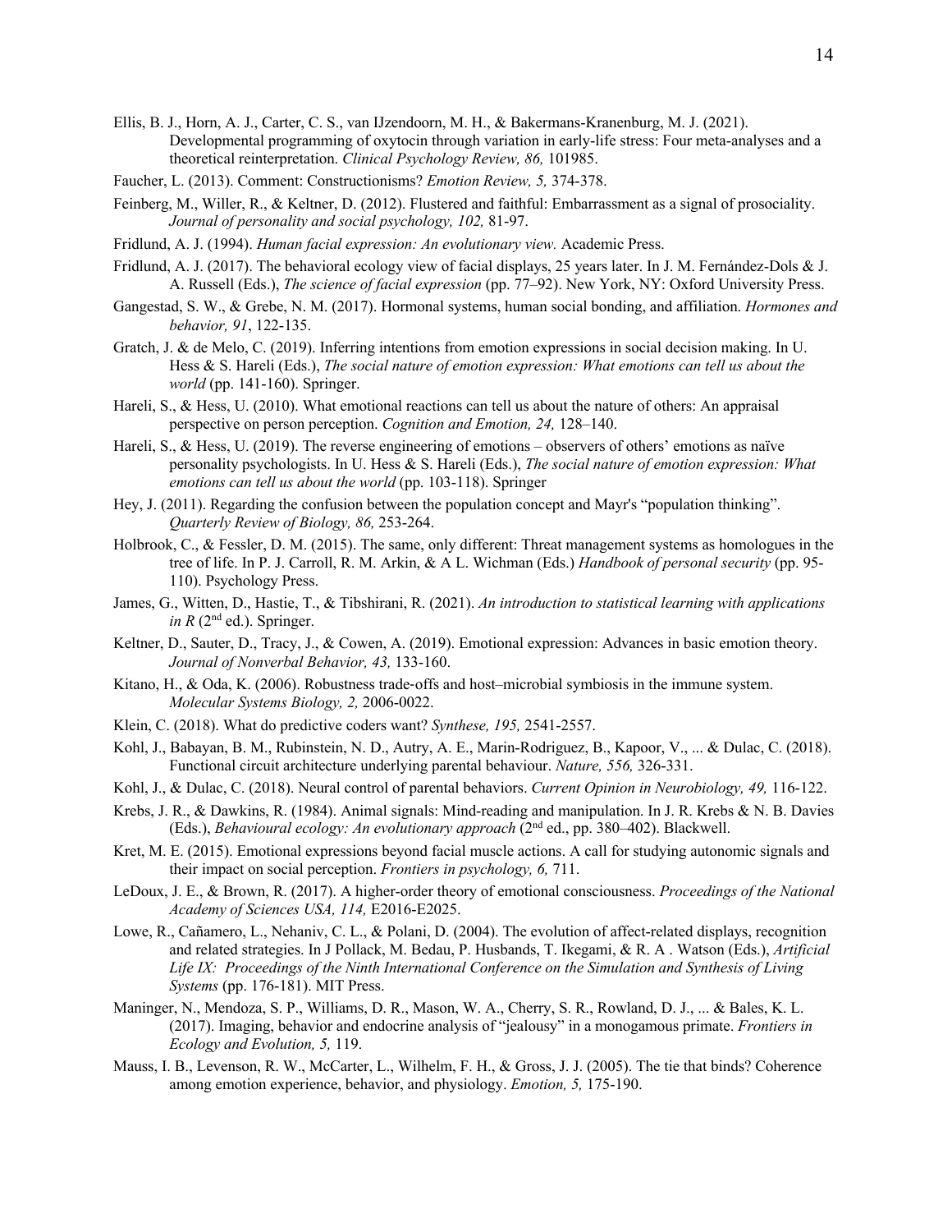Ellis, B. J., Horn, A. J., Carter, C. S., van IJzendoorn, M. H., & Bakermans-Kranenburg, M. J. (2021). Developmental programming of oxytocin through variation in early-life stress: Four meta-analyses and a theoretical reinterpretation. *Clinical Psychology Review, 86,* 101985.

Faucher, L. (2013). Comment: Constructionisms? *Emotion Review, 5,* 374-378.

Feinberg, M., Willer, R., & Keltner, D. (2012). Flustered and faithful: Embarrassment as a signal of prosociality. *Journal of personality and social psychology, 102,* 81-97.

Fridlund, A. J. (1994). *Human facial expression: An evolutionary view.* Academic Press.

Fridlund, A. J. (2017). The behavioral ecology view of facial displays, 25 years later. In J. M. Fernández-Dols & J. A. Russell (Eds.), *The science of facial expression* (pp. 77–92). New York, NY: Oxford University Press.

Gangestad, S. W., & Grebe, N. M. (2017). Hormonal systems, human social bonding, and affiliation. *Hormones and behavior, 91*, 122-135.

Gratch, J. & de Melo, C. (2019). Inferring intentions from emotion expressions in social decision making. In U. Hess & S. Hareli (Eds.), *The social nature of emotion expression: What emotions can tell us about the world* (pp. 141-160). Springer.

Hareli, S., & Hess, U. (2010). What emotional reactions can tell us about the nature of others: An appraisal perspective on person perception. *Cognition and Emotion, 24,* 128–140.

Hareli, S., & Hess, U. (2019). The reverse engineering of emotions – observers of others' emotions as naïve personality psychologists. In U. Hess & S. Hareli (Eds.), *The social nature of emotion expression: What emotions can tell us about the world* (pp. 103-118). Springer

Hey, J. (2011). Regarding the confusion between the population concept and Mayr's "population thinking". *Quarterly Review of Biology, 86,* 253-264.

Holbrook, C., & Fessler, D. M. (2015). The same, only different: Threat management systems as homologues in the tree of life. In P. J. Carroll, R. M. Arkin, & A L. Wichman (Eds.) *Handbook of personal security* (pp. 95-110). Psychology Press.

James, G., Witten, D., Hastie, T., & Tibshirani, R. (2021). *An introduction to statistical learning with applications in R* (2nd ed.). Springer.

Keltner, D., Sauter, D., Tracy, J., & Cowen, A. (2019). Emotional expression: Advances in basic emotion theory. *Journal of Nonverbal Behavior, 43,* 133-160.

Kitano, H., & Oda, K. (2006). Robustness trade-offs and host–microbial symbiosis in the immune system. *Molecular Systems Biology, 2,* 2006-0022.

Klein, C. (2018). What do predictive coders want? *Synthese, 195,* 2541-2557.

Kohl, J., Babayan, B. M., Rubinstein, N. D., Autry, A. E., Marin-Rodriguez, B., Kapoor, V., ... & Dulac, C. (2018). Functional circuit architecture underlying parental behaviour. *Nature, 556,* 326-331.

Kohl, J., & Dulac, C. (2018). Neural control of parental behaviors. *Current Opinion in Neurobiology, 49,* 116-122.

Krebs, J. R., & Dawkins, R. (1984). Animal signals: Mind-reading and manipulation. In J. R. Krebs & N. B. Davies (Eds.), *Behavioural ecology: An evolutionary approach* (2nd ed., pp. 380–402). Blackwell.

Kret, M. E. (2015). Emotional expressions beyond facial muscle actions. A call for studying autonomic signals and their impact on social perception. *Frontiers in psychology, 6,* 711.

LeDoux, J. E., & Brown, R. (2017). A higher-order theory of emotional consciousness. *Proceedings of the National Academy of Sciences USA, 114,* E2016-E2025.

Lowe, R., Cañamero, L., Nehaniv, C. L., & Polani, D. (2004). The evolution of affect-related displays, recognition and related strategies. In J Pollack, M. Bedau, P. Husbands, T. Ikegami, & R. A . Watson (Eds.), *Artificial Life IX: Proceedings of the Ninth International Conference on the Simulation and Synthesis of Living Systems* (pp. 176-181). MIT Press.

Maninger, N., Mendoza, S. P., Williams, D. R., Mason, W. A., Cherry, S. R., Rowland, D. J., ... & Bales, K. L. (2017). Imaging, behavior and endocrine analysis of "jealousy" in a monogamous primate. *Frontiers in Ecology and Evolution, 5,* 119.

Mauss, I. B., Levenson, R. W., McCarter, L., Wilhelm, F. H., & Gross, J. J. (2005). The tie that binds? Coherence among emotion experience, behavior, and physiology. *Emotion, 5,* 175-190.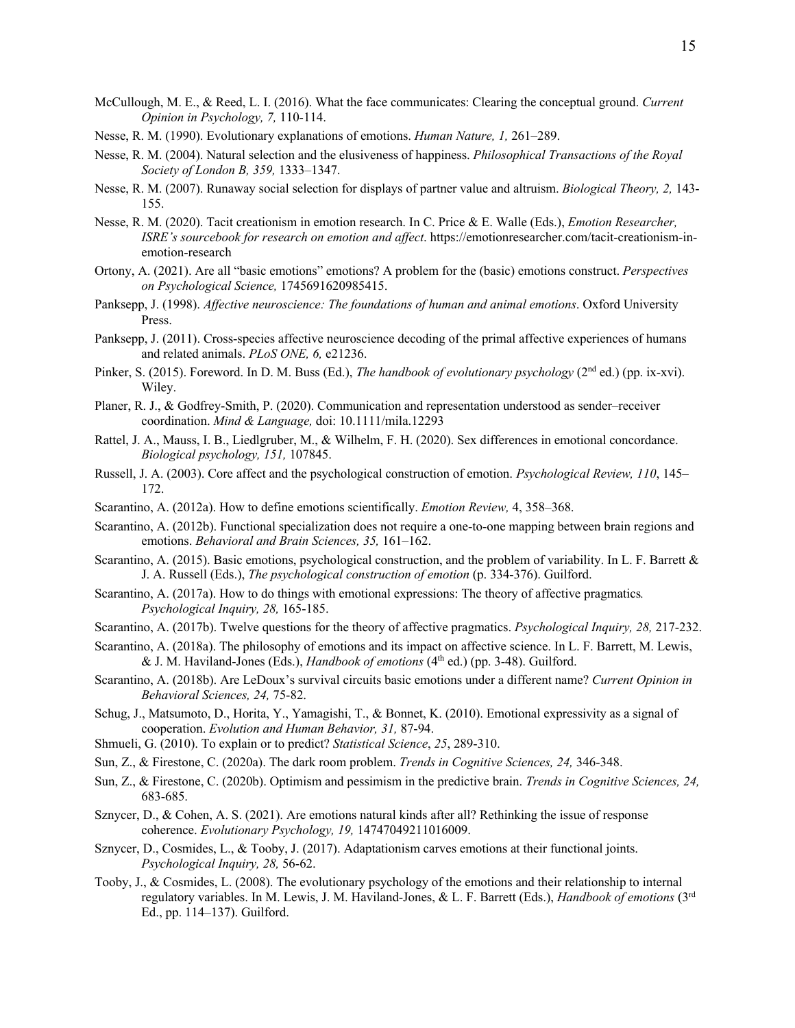McCullough, M. E., & Reed, L. I. (2016). What the face communicates: Clearing the conceptual ground. *Current Opinion in Psychology, 7,* 110-114.

Nesse, R. M. (1990). Evolutionary explanations of emotions. *Human Nature, 1,* 261–289.

Nesse, R. M. (2004). Natural selection and the elusiveness of happiness. *Philosophical Transactions of the Royal Society of London B, 359,* 1333–1347.

Nesse, R. M. (2007). Runaway social selection for displays of partner value and altruism. *Biological Theory, 2,* 143-155.

Nesse, R. M. (2020). Tacit creationism in emotion research. In C. Price & E. Walle (Eds.), *Emotion Researcher, ISRE's sourcebook for research on emotion and affect*. https://emotionresearcher.com/tacit-creationism-in-emotion-research

Ortony, A. (2021). Are all "basic emotions" emotions? A problem for the (basic) emotions construct. *Perspectives on Psychological Science,* 1745691620985415.

Panksepp, J. (1998). *Affective neuroscience: The foundations of human and animal emotions*. Oxford University Press.

Panksepp, J. (2011). Cross-species affective neuroscience decoding of the primal affective experiences of humans and related animals. *PLoS ONE, 6,* e21236.

Pinker, S. (2015). Foreword. In D. M. Buss (Ed.), *The handbook of evolutionary psychology* (2nd ed.) (pp. ix-xvi). Wiley.

Planer, R. J., & Godfrey-Smith, P. (2020). Communication and representation understood as sender–receiver coordination. *Mind & Language,* doi: 10.1111/mila.12293

Rattel, J. A., Mauss, I. B., Liedlgruber, M., & Wilhelm, F. H. (2020). Sex differences in emotional concordance. *Biological psychology, 151,* 107845.

Russell, J. A. (2003). Core affect and the psychological construction of emotion. *Psychological Review, 110*, 145–172.

Scarantino, A. (2012a). How to define emotions scientifically. *Emotion Review,* 4, 358–368.

Scarantino, A. (2012b). Functional specialization does not require a one-to-one mapping between brain regions and emotions. *Behavioral and Brain Sciences, 35,* 161–162.

Scarantino, A. (2015). Basic emotions, psychological construction, and the problem of variability. In L. F. Barrett & J. A. Russell (Eds.), *The psychological construction of emotion* (p. 334-376). Guilford.

Scarantino, A. (2017a). How to do things with emotional expressions: The theory of affective pragmatics*.* *Psychological Inquiry, 28,* 165-185.

Scarantino, A. (2017b). Twelve questions for the theory of affective pragmatics. *Psychological Inquiry, 28,* 217-232.

Scarantino, A. (2018a). The philosophy of emotions and its impact on affective science. In L. F. Barrett, M. Lewis, & J. M. Haviland-Jones (Eds.), *Handbook of emotions* (4th ed.) (pp. 3-48). Guilford.

Scarantino, A. (2018b). Are LeDoux's survival circuits basic emotions under a different name? *Current Opinion in Behavioral Sciences, 24,* 75-82.

Schug, J., Matsumoto, D., Horita, Y., Yamagishi, T., & Bonnet, K. (2010). Emotional expressivity as a signal of cooperation. *Evolution and Human Behavior, 31,* 87-94.

Shmueli, G. (2010). To explain or to predict? *Statistical Science*, *25*, 289-310.

Sun, Z., & Firestone, C. (2020a). The dark room problem. *Trends in Cognitive Sciences, 24,* 346-348.

Sun, Z., & Firestone, C. (2020b). Optimism and pessimism in the predictive brain. *Trends in Cognitive Sciences, 24,* 683-685.

Sznycer, D., & Cohen, A. S. (2021). Are emotions natural kinds after all? Rethinking the issue of response coherence. *Evolutionary Psychology, 19,* 14747049211016009.

Sznycer, D., Cosmides, L., & Tooby, J. (2017). Adaptationism carves emotions at their functional joints. *Psychological Inquiry, 28,* 56-62.

Tooby, J., & Cosmides, L. (2008). The evolutionary psychology of the emotions and their relationship to internal regulatory variables. In M. Lewis, J. M. Haviland-Jones, & L. F. Barrett (Eds.), *Handbook of emotions* (3rd Ed., pp. 114–137). Guilford.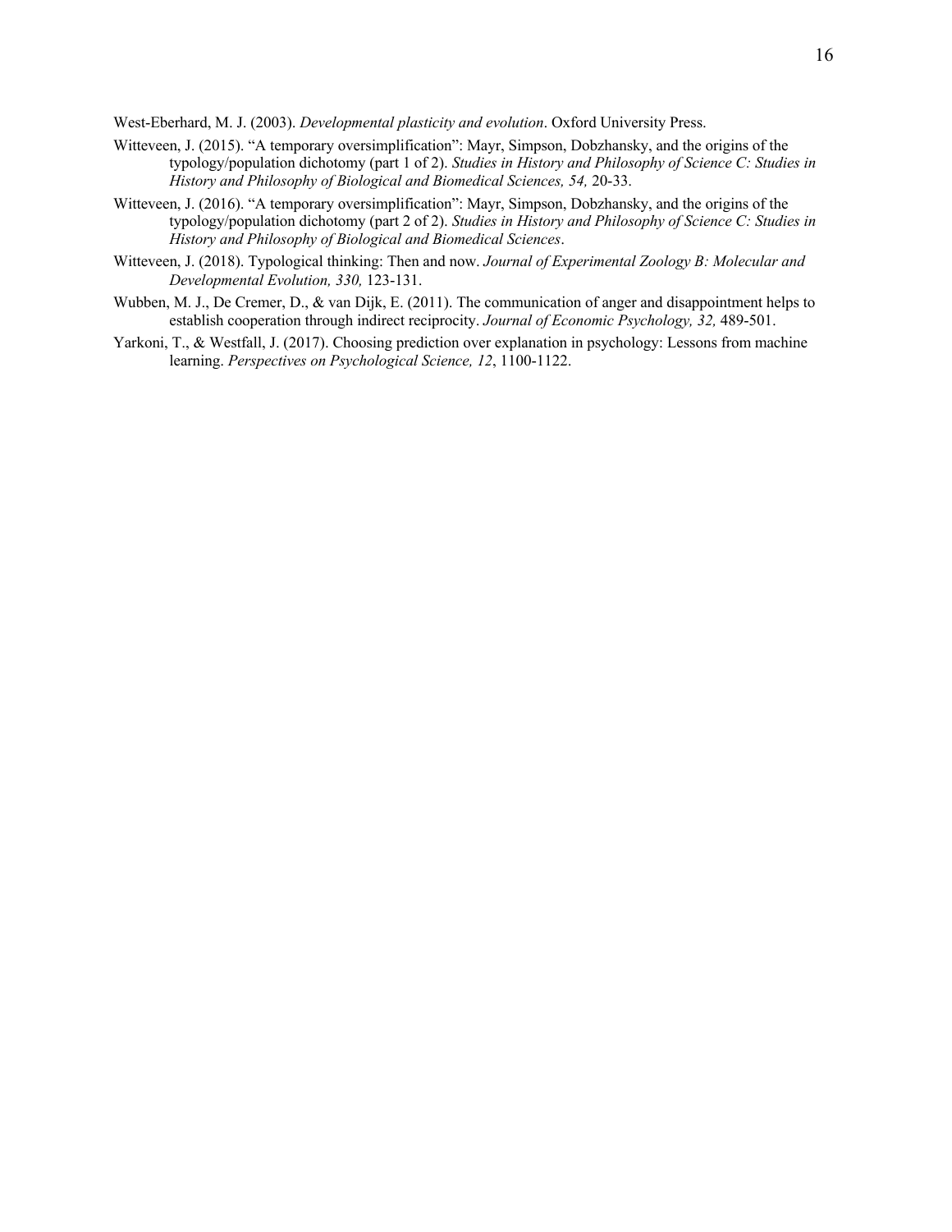West-Eberhard, M. J. (2003). *Developmental plasticity and evolution*. Oxford University Press.

Witteveen, J. (2015). "A temporary oversimplification": Mayr, Simpson, Dobzhansky, and the origins of the typology/population dichotomy (part 1 of 2). *Studies in History and Philosophy of Science C: Studies in History and Philosophy of Biological and Biomedical Sciences, 54,* 20-33.

Witteveen, J. (2016). "A temporary oversimplification": Mayr, Simpson, Dobzhansky, and the origins of the typology/population dichotomy (part 2 of 2). *Studies in History and Philosophy of Science C: Studies in History and Philosophy of Biological and Biomedical Sciences*.

Witteveen, J. (2018). Typological thinking: Then and now. *Journal of Experimental Zoology B: Molecular and Developmental Evolution, 330,* 123-131.

Wubben, M. J., De Cremer, D., & van Dijk, E. (2011). The communication of anger and disappointment helps to establish cooperation through indirect reciprocity. *Journal of Economic Psychology, 32,* 489-501.

Yarkoni, T., & Westfall, J. (2017). Choosing prediction over explanation in psychology: Lessons from machine learning. *Perspectives on Psychological Science, 12*, 1100-1122.